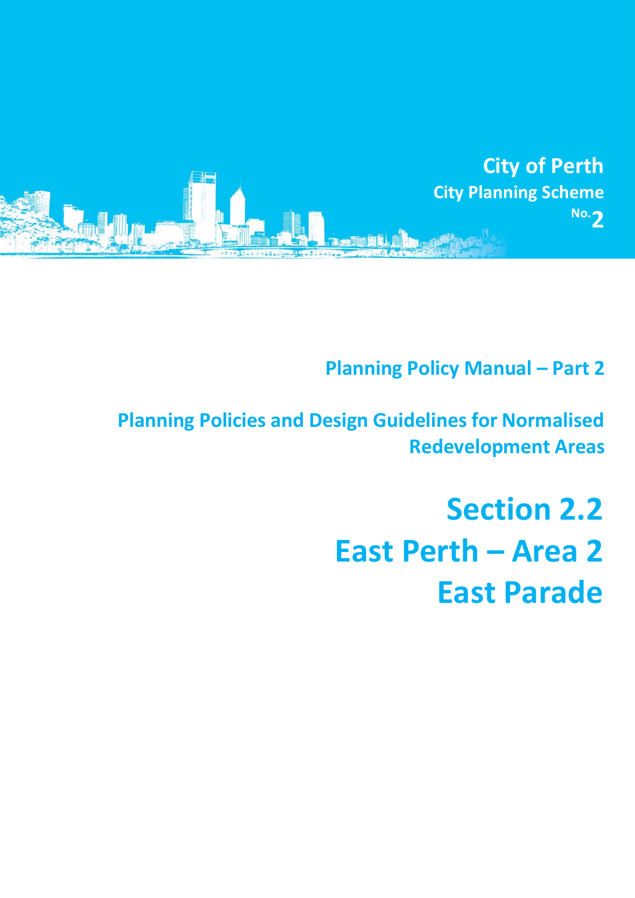City of Perth

City Planning Scheme No. 2

## Planning Policy Manual – Part 2

## Planning Policies and Design Guidelines for Normalised Redevelopment Areas

# Section 2.2
# East Perth – Area 2
# East Parade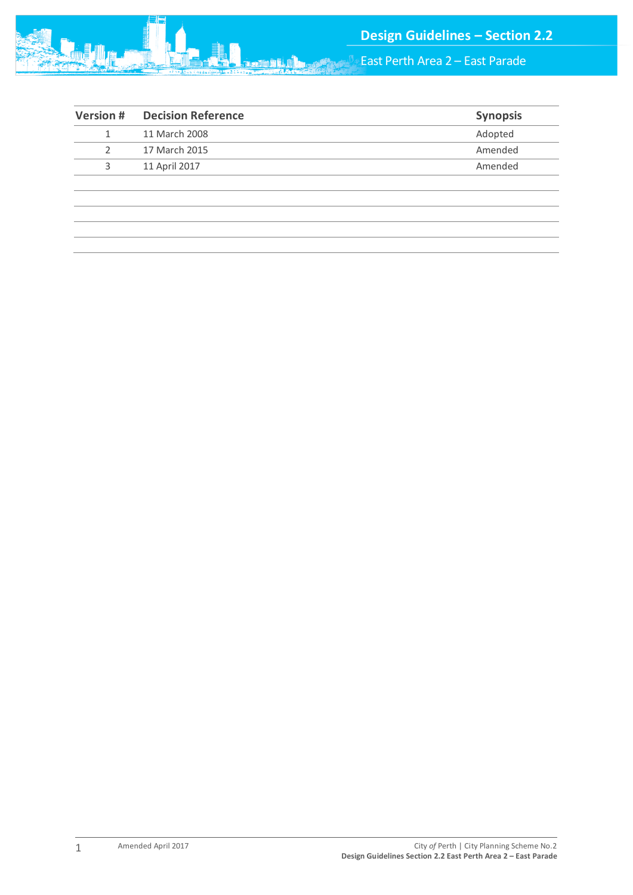| Version # | Decision Reference | Synopsis |
|---|---|---|
| 1 | 11 March 2008 | Adopted |
| 2 | 17 March 2015 | Amended |
| 3 | 11 April 2017 | Amended |
| | | |
| | | |
| | | |
| | | |
| | | |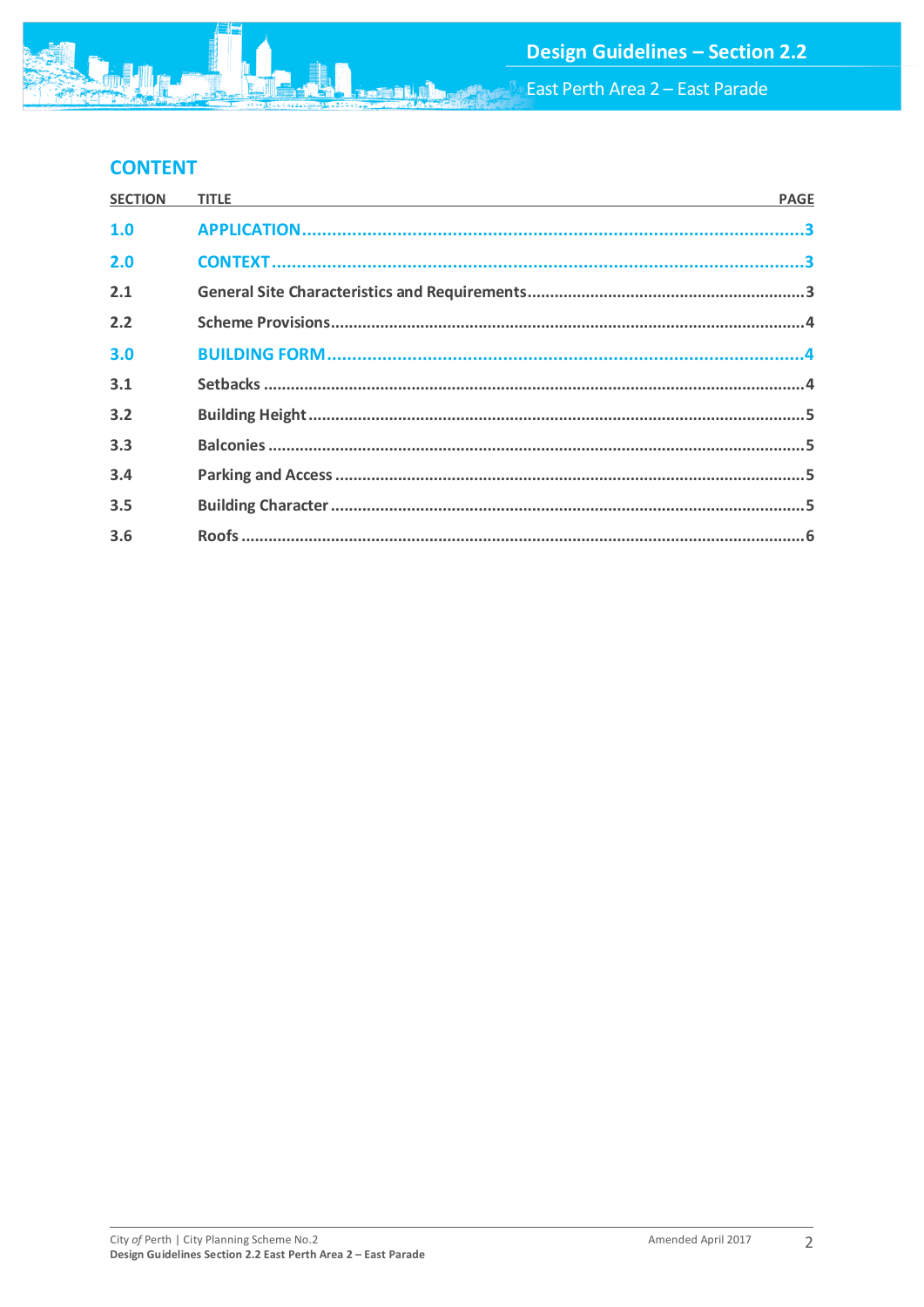## CONTENT

| SECTION | TITLE | PAGE |
|---|---|---|
| 1.0 | APPLICATION | 3 |
| 2.0 | CONTEXT | 3 |
| 2.1 | General Site Characteristics and Requirements | 3 |
| 2.2 | Scheme Provisions | 4 |
| 3.0 | BUILDING FORM | 4 |
| 3.1 | Setbacks | 4 |
| 3.2 | Building Height | 5 |
| 3.3 | Balconies | 5 |
| 3.4 | Parking and Access | 5 |
| 3.5 | Building Character | 5 |
| 3.6 | Roofs | 6 |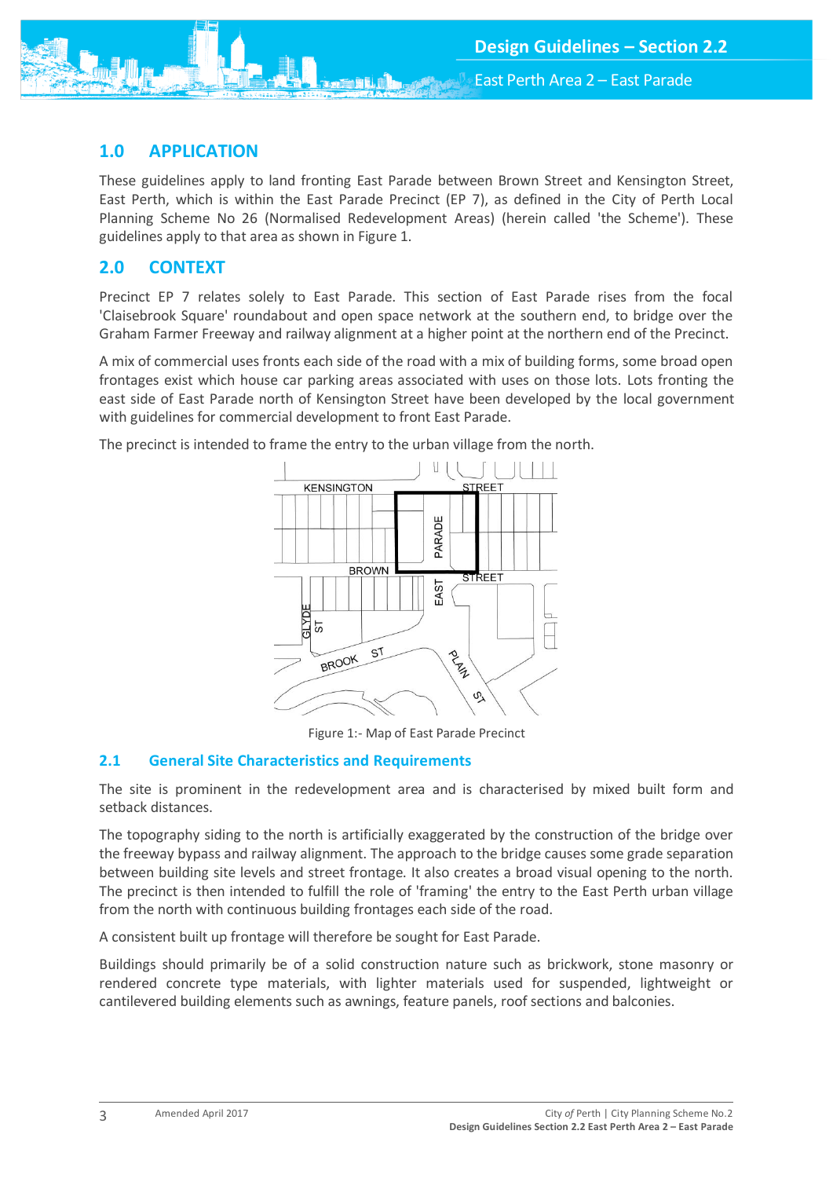## 1.0 APPLICATION

These guidelines apply to land fronting East Parade between Brown Street and Kensington Street, East Perth, which is within the East Parade Precinct (EP 7), as defined in the City of Perth Local Planning Scheme No 26 (Normalised Redevelopment Areas) (herein called 'the Scheme'). These guidelines apply to that area as shown in Figure 1.

## 2.0 CONTEXT

Precinct EP 7 relates solely to East Parade. This section of East Parade rises from the focal 'Claisebrook Square' roundabout and open space network at the southern end, to bridge over the Graham Farmer Freeway and railway alignment at a higher point at the northern end of the Precinct.

A mix of commercial uses fronts each side of the road with a mix of building forms, some broad open frontages exist which house car parking areas associated with uses on those lots. Lots fronting the east side of East Parade north of Kensington Street have been developed by the local government with guidelines for commercial development to front East Parade.

The precinct is intended to frame the entry to the urban village from the north.

KENSINGTON STREET
PARADE
BROWN STREET
EAST
GLYDE ST
BROOK ST
PLAIN ST

Figure 1:- Map of East Parade Precinct

### 2.1 General Site Characteristics and Requirements

The site is prominent in the redevelopment area and is characterised by mixed built form and setback distances.

The topography siding to the north is artificially exaggerated by the construction of the bridge over the freeway bypass and railway alignment. The approach to the bridge causes some grade separation between building site levels and street frontage. It also creates a broad visual opening to the north. The precinct is then intended to fulfill the role of 'framing' the entry to the East Perth urban village from the north with continuous building frontages each side of the road.

A consistent built up frontage will therefore be sought for East Parade.

Buildings should primarily be of a solid construction nature such as brickwork, stone masonry or rendered concrete type materials, with lighter materials used for suspended, lightweight or cantilevered building elements such as awnings, feature panels, roof sections and balconies.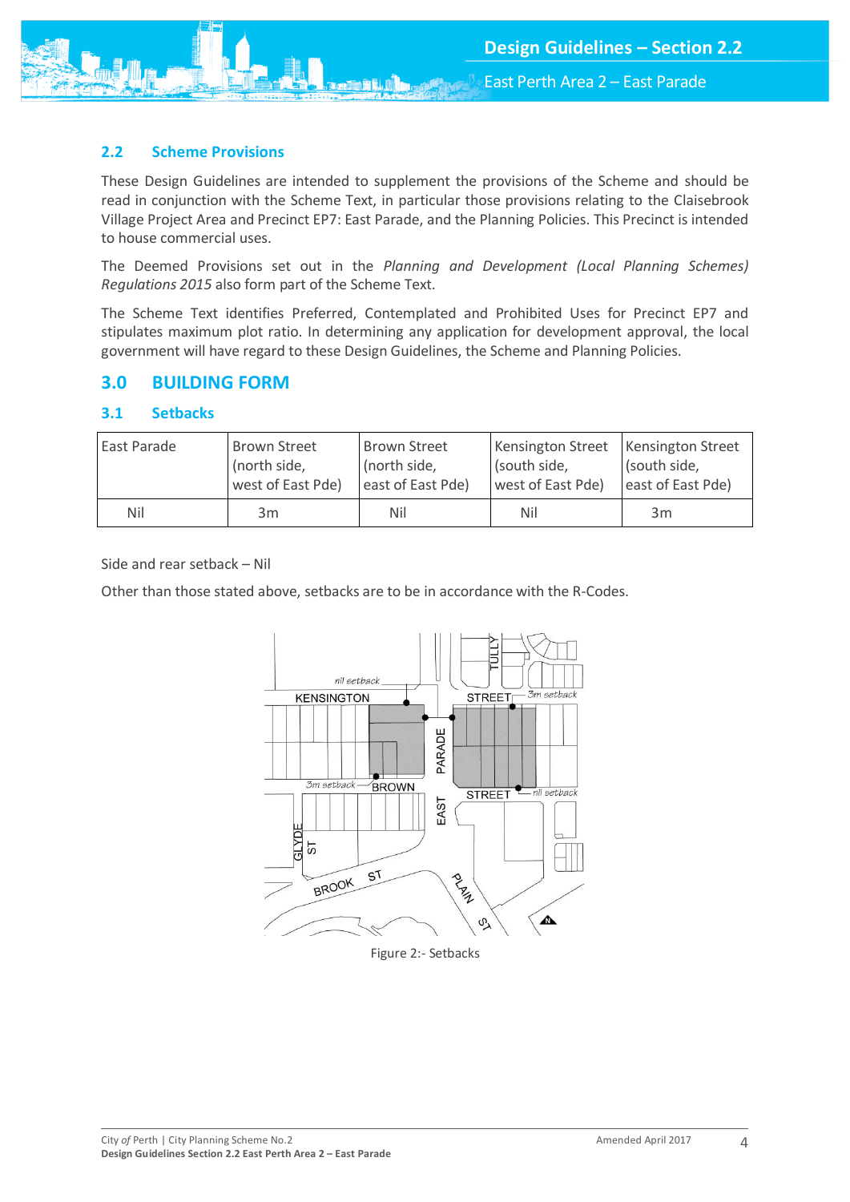## 2.2 Scheme Provisions

These Design Guidelines are intended to supplement the provisions of the Scheme and should be read in conjunction with the Scheme Text, in particular those provisions relating to the Claisebrook Village Project Area and Precinct EP7: East Parade, and the Planning Policies. This Precinct is intended to house commercial uses.

The Deemed Provisions set out in the *Planning and Development (Local Planning Schemes) Regulations 2015* also form part of the Scheme Text.

The Scheme Text identifies Preferred, Contemplated and Prohibited Uses for Precinct EP7 and stipulates maximum plot ratio. In determining any application for development approval, the local government will have regard to these Design Guidelines, the Scheme and Planning Policies.

# 3.0 BUILDING FORM

## 3.1 Setbacks

| East Parade | Brown Street (north side, west of East Pde) | Brown Street (north side, east of East Pde) | Kensington Street (south side, west of East Pde) | Kensington Street (south side, east of East Pde) |
|---|---|---|---|---|
| Nil | 3m | Nil | Nil | 3m |

Side and rear setback – Nil

Other than those stated above, setbacks are to be in accordance with the R-Codes.

nil setback
KENSINGTON
STREET
3m setback
PARADE
3m setback
BROWN
STREET
nil setback
EAST
GLYDE
ST
TULLY
BROOK
ST
PLAIN
ST

Figure 2:- Setbacks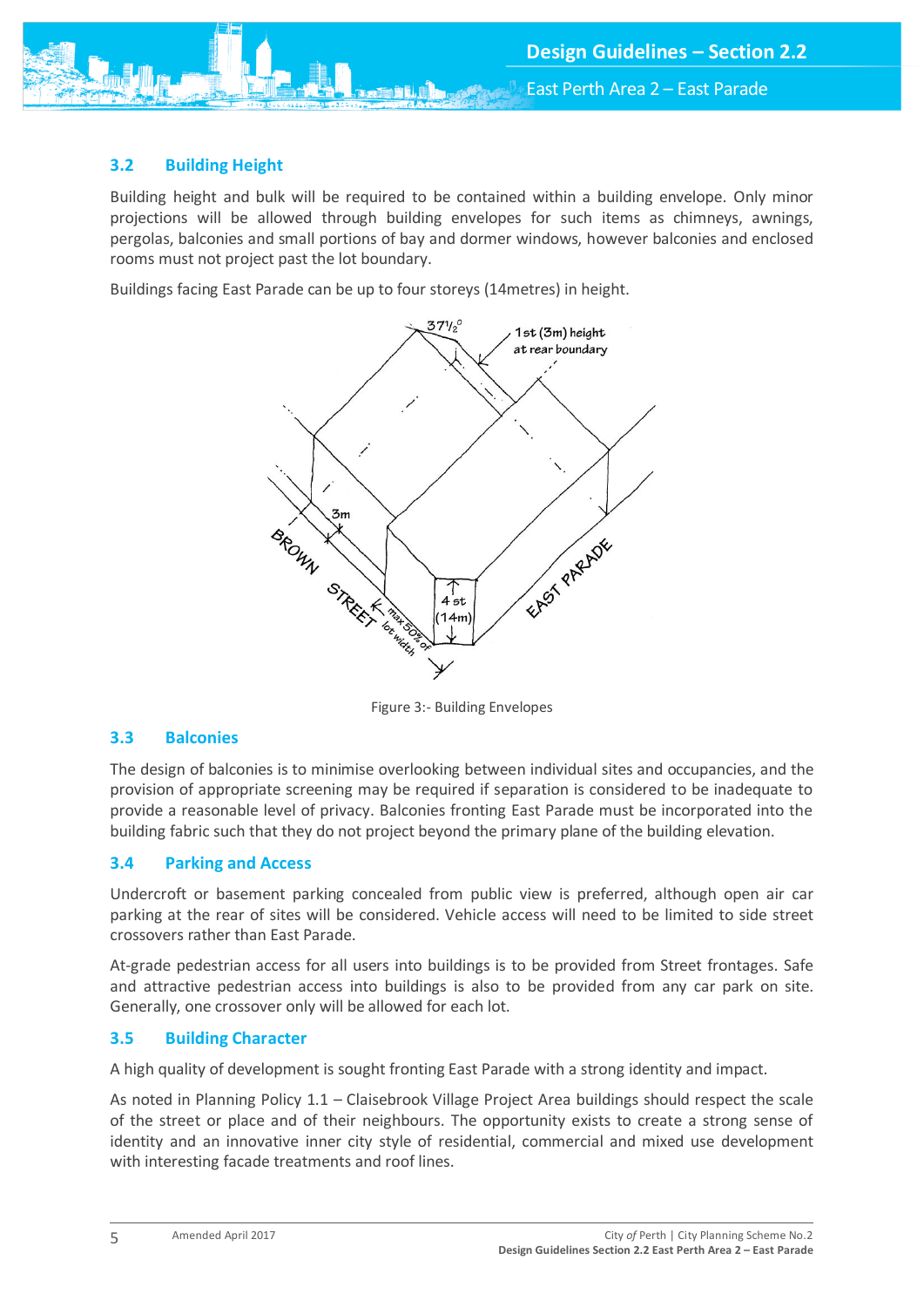### 3.2 Building Height

Building height and bulk will be required to be contained within a building envelope. Only minor projections will be allowed through building envelopes for such items as chimneys, awnings, pergolas, balconies and small portions of bay and dormer windows, however balconies and enclosed rooms must not project past the lot boundary.

Buildings facing East Parade can be up to four storeys (14metres) in height.

37½°

1st (3m) height at rear boundary

3m

BROWN STREET

max 50% of lot width

4 st (14m)

EAST PARADE

Figure 3:- Building Envelopes

### 3.3 Balconies

The design of balconies is to minimise overlooking between individual sites and occupancies, and the provision of appropriate screening may be required if separation is considered to be inadequate to provide a reasonable level of privacy. Balconies fronting East Parade must be incorporated into the building fabric such that they do not project beyond the primary plane of the building elevation.

### 3.4 Parking and Access

Undercroft or basement parking concealed from public view is preferred, although open air car parking at the rear of sites will be considered. Vehicle access will need to be limited to side street crossovers rather than East Parade.

At-grade pedestrian access for all users into buildings is to be provided from Street frontages. Safe and attractive pedestrian access into buildings is also to be provided from any car park on site. Generally, one crossover only will be allowed for each lot.

### 3.5 Building Character

A high quality of development is sought fronting East Parade with a strong identity and impact.

As noted in Planning Policy 1.1 – Claisebrook Village Project Area buildings should respect the scale of the street or place and of their neighbours. The opportunity exists to create a strong sense of identity and an innovative inner city style of residential, commercial and mixed use development with interesting facade treatments and roof lines.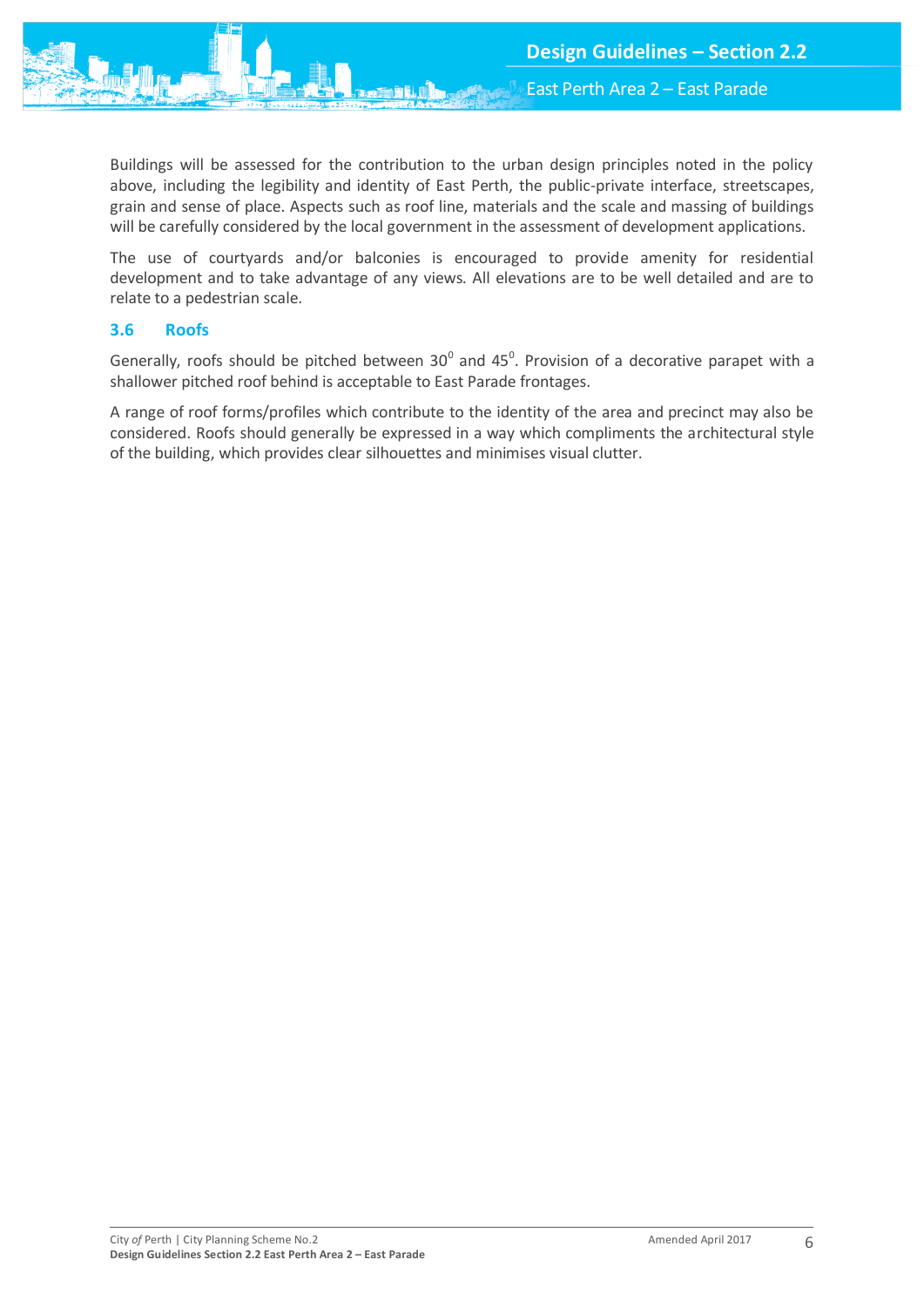Buildings will be assessed for the contribution to the urban design principles noted in the policy above, including the legibility and identity of East Perth, the public-private interface, streetscapes, grain and sense of place. Aspects such as roof line, materials and the scale and massing of buildings will be carefully considered by the local government in the assessment of development applications.

The use of courtyards and/or balconies is encouraged to provide amenity for residential development and to take advantage of any views. All elevations are to be well detailed and are to relate to a pedestrian scale.

### 3.6 Roofs

Generally, roofs should be pitched between $30^0$ and $45^0$. Provision of a decorative parapet with a shallower pitched roof behind is acceptable to East Parade frontages.

A range of roof forms/profiles which contribute to the identity of the area and precinct may also be considered. Roofs should generally be expressed in a way which compliments the architectural style of the building, which provides clear silhouettes and minimises visual clutter.